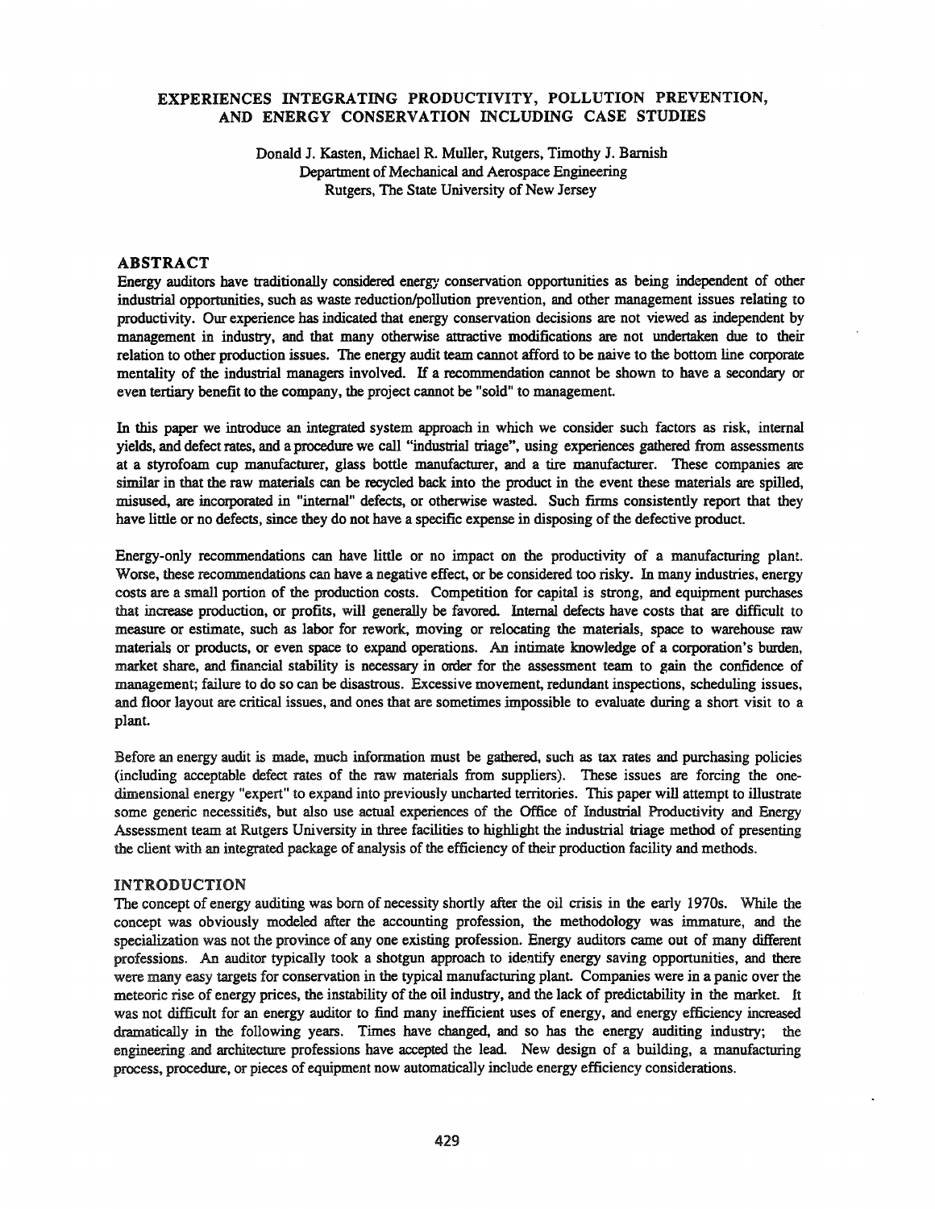# EXPERIENCES INTEGRATING PRODUCTIVITY, POLLUTION PREVENTION, AND ENERGY CONSERVATION INCLUDING CASE STUDIES

Donald J. Kasten, Michael R. Muller, Rutgers, Timothy J. Barnish
Department of Mechanical and Aerospace Engineering
Rutgers, The State University of New Jersey

## ABSTRACT

Energy auditors have traditionally considered energy conservation opportunities as being independent of other industrial opportunities, such as waste reduction/pollution prevention, and other management issues relating to productivity. Our experience has indicated that energy conservation decisions are not viewed as independent by management in industry, and that many otherwise attractive modifications are not undertaken due to their relation to other production issues. The energy audit team cannot afford to be naive to the bottom line corporate mentality of the industrial managers involved. If a recommendation cannot be shown to have a secondary or even tertiary benefit to the company, the project cannot be "sold" to management.

In this paper we introduce an integrated system approach in which we consider such factors as risk, internal yields, and defect rates, and a procedure we call "industrial triage", using experiences gathered from assessments at a styrofoam cup manufacturer, glass bottle manufacturer, and a tire manufacturer. These companies are similar in that the raw materials can be recycled back into the product in the event these materials are spilled, misused, are incorporated in "internal" defects, or otherwise wasted. Such firms consistently report that they have little or no defects, since they do not have a specific expense in disposing of the defective product.

Energy-only recommendations can have little or no impact on the productivity of a manufacturing plant. Worse, these recommendations can have a negative effect, or be considered too risky. In many industries, energy costs are a small portion of the production costs. Competition for capital is strong, and equipment purchases that increase production, or profits, will generally be favored. Internal defects have costs that are difficult to measure or estimate, such as labor for rework, moving or relocating the materials, space to warehouse raw materials or products, or even space to expand operations. An intimate knowledge of a corporation's burden, market share, and financial stability is necessary in order for the assessment team to gain the confidence of management; failure to do so can be disastrous. Excessive movement, redundant inspections, scheduling issues, and floor layout are critical issues, and ones that are sometimes impossible to evaluate during a short visit to a plant.

Before an energy audit is made, much information must be gathered, such as tax rates and purchasing policies (including acceptable defect rates of the raw materials from suppliers). These issues are forcing the one-dimensional energy "expert" to expand into previously uncharted territories. This paper will attempt to illustrate some generic necessities, but also use actual experiences of the Office of Industrial Productivity and Energy Assessment team at Rutgers University in three facilities to highlight the industrial triage method of presenting the client with an integrated package of analysis of the efficiency of their production facility and methods.

## INTRODUCTION

The concept of energy auditing was born of necessity shortly after the oil crisis in the early 1970s. While the concept was obviously modeled after the accounting profession, the methodology was immature, and the specialization was not the province of any one existing profession. Energy auditors came out of many different professions. An auditor typically took a shotgun approach to identify energy saving opportunities, and there were many easy targets for conservation in the typical manufacturing plant. Companies were in a panic over the meteoric rise of energy prices, the instability of the oil industry, and the lack of predictability in the market. It was not difficult for an energy auditor to find many inefficient uses of energy, and energy efficiency increased dramatically in the following years. Times have changed, and so has the energy auditing industry; the engineering and architecture professions have accepted the lead. New design of a building, a manufacturing process, procedure, or pieces of equipment now automatically include energy efficiency considerations.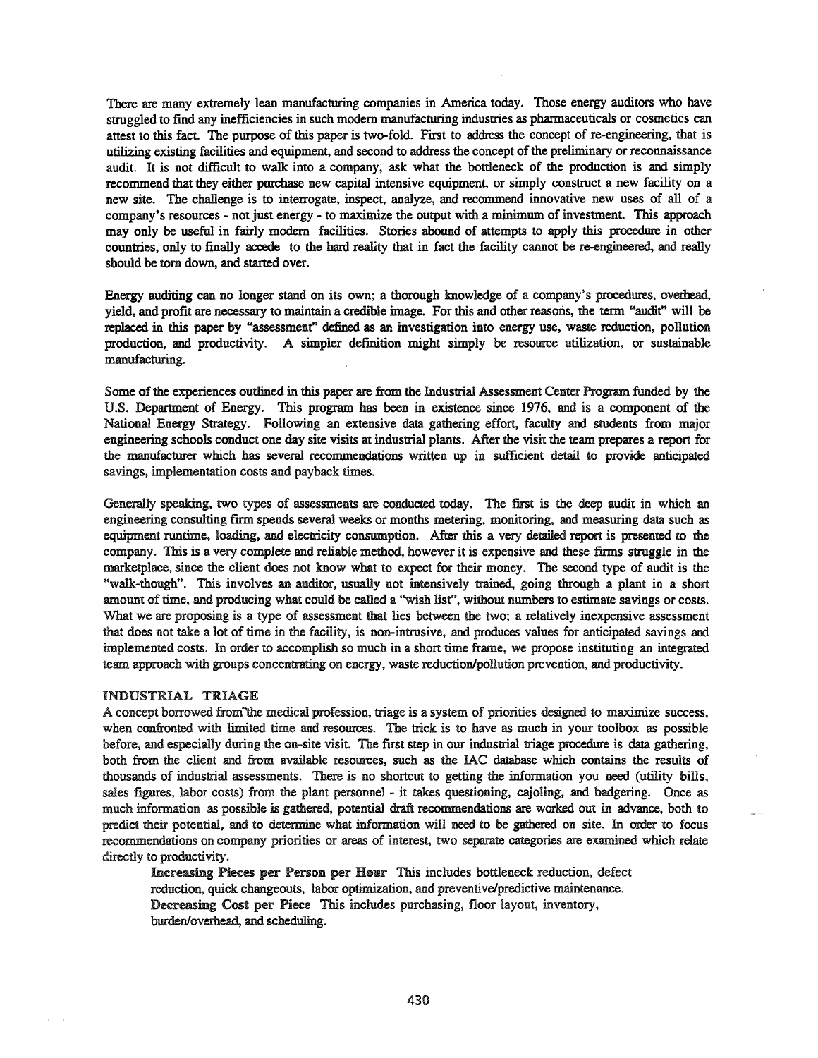There are many extremely lean manufacturing companies in America today. Those energy auditors who have struggled to find any inefficiencies in such modern manufacturing industries as pharmaceuticals or cosmetics can attest to this fact. The purpose of this paper is two-fold. First to address the concept of re-engineering, that is utilizing existing facilities and equipment, and second to address the concept of the preliminary or reconnaissance audit. It is not difficult to walk into a company, ask what the bottleneck of the production is and simply recommend that they either purchase new capital intensive equipment, or simply construct a new facility on a new site. The challenge is to interrogate, inspect, analyze, and recommend innovative new uses of all of a company's resources - not just energy - to maximize the output with a minimum of investment. This approach may only be useful in fairly modern facilities. Stories abound of attempts to apply this procedure in other countries, only to finally accede to the hard reality that in fact the facility cannot be re-engineered, and really should be torn down, and started over.

Energy auditing can no longer stand on its own; a thorough knowledge of a company's procedures, overhead, yield, and profit are necessary to maintain a credible image. For this and other reasons, the term "audit" will be replaced in this paper by "assessment" defined as an investigation into energy use, waste reduction, pollution production, and productivity. A simpler definition might simply be resource utilization, or sustainable manufacturing.

Some of the experiences outlined in this paper are from the Industrial Assessment Center Program funded by the U.S. Department of Energy. This program has been in existence since 1976, and is a component of the National Energy Strategy. Following an extensive data gathering effort, faculty and students from major engineering schools conduct one day site visits at industrial plants. After the visit the team prepares a report for the manufacturer which has several recommendations written up in sufficient detail to provide anticipated savings, implementation costs and payback times.

Generally speaking, two types of assessments are conducted today. The first is the deep audit in which an engineering consulting firm spends several weeks or months metering, monitoring, and measuring data such as equipment runtime, loading, and electricity consumption. After this a very detailed report is presented to the company. This is a very complete and reliable method, however it is expensive and these firms struggle in the marketplace, since the client does not know what to expect for their money. The second type of audit is the "walk-though". This involves an auditor, usually not intensively trained, going through a plant in a short amount of time, and producing what could be called a "wish list", without numbers to estimate savings or costs. What we are proposing is a type of assessment that lies between the two; a relatively inexpensive assessment that does not take a lot of time in the facility, is non-intrusive, and produces values for anticipated savings and implemented costs. In order to accomplish so much in a short time frame, we propose instituting an integrated team approach with groups concentrating on energy, waste reduction/pollution prevention, and productivity.

## INDUSTRIAL TRIAGE

A concept borrowed from the medical profession, triage is a system of priorities designed to maximize success, when confronted with limited time and resources. The trick is to have as much in your toolbox as possible before, and especially during the on-site visit. The first step in our industrial triage procedure is data gathering, both from the client and from available resources, such as the IAC database which contains the results of thousands of industrial assessments. There is no shortcut to getting the information you need (utility bills, sales figures, labor costs) from the plant personnel - it takes questioning, cajoling, and badgering. Once as much information as possible is gathered, potential draft recommendations are worked out in advance, both to predict their potential, and to determine what information will need to be gathered on site. In order to focus recommendations on company priorities or areas of interest, two separate categories are examined which relate directly to productivity.

**Increasing Pieces per Person per Hour** This includes bottleneck reduction, defect reduction, quick changeouts, labor optimization, and preventive/predictive maintenance.

**Decreasing Cost per Piece** This includes purchasing, floor layout, inventory, burden/overhead, and scheduling.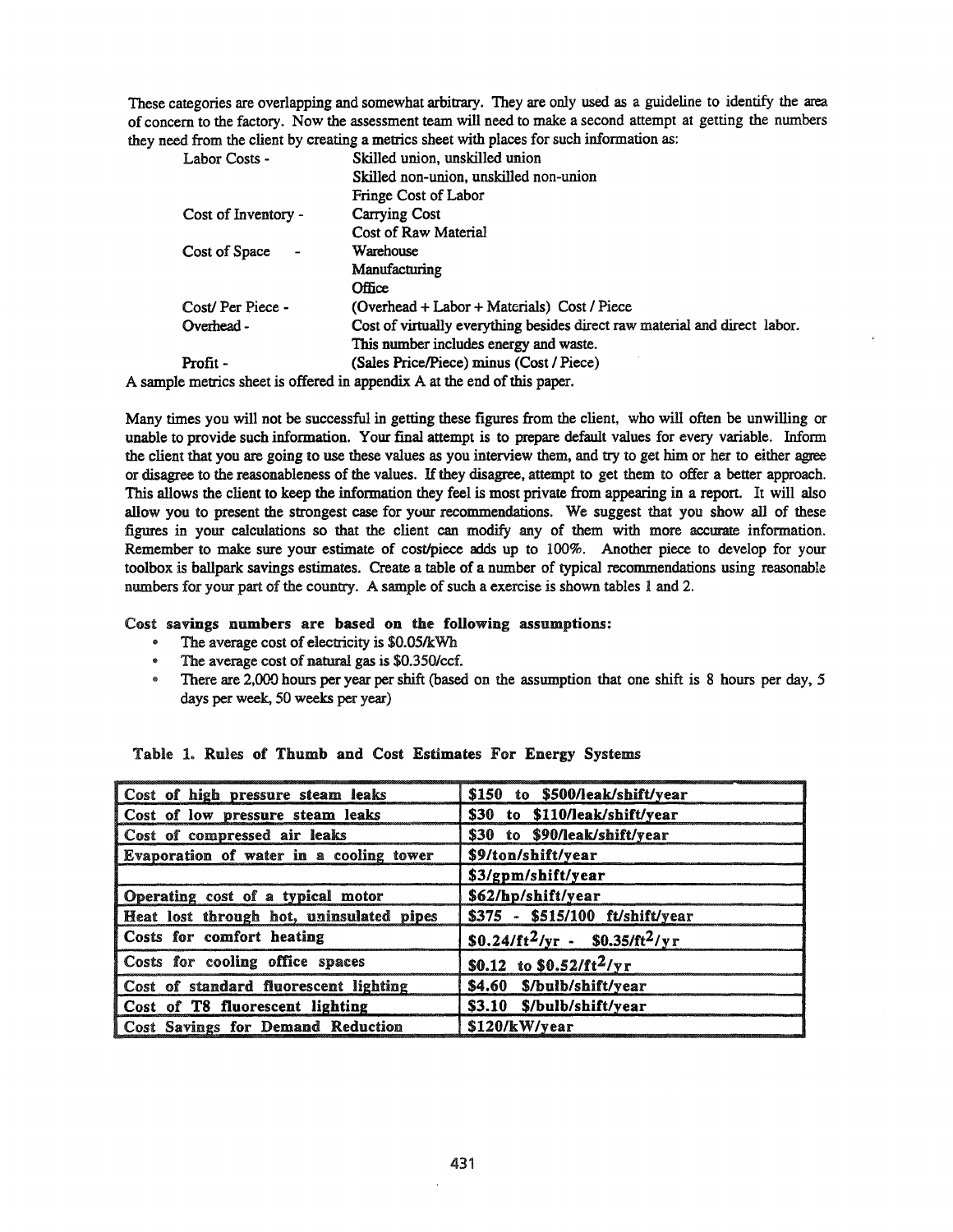These categories are overlapping and somewhat arbitrary. They are only used as a guideline to identify the area of concern to the factory. Now the assessment team will need to make a second attempt at getting the numbers they need from the client by creating a metrics sheet with places for such information as:

| | |
|---|---|
| Labor Costs - | Skilled union, unskilled union |
| | Skilled non-union, unskilled non-union |
| | Fringe Cost of Labor |
| Cost of Inventory - | Carrying Cost |
| | Cost of Raw Material |
| Cost of Space - | Warehouse |
| | Manufacturing |
| | Office |
| Cost/ Per Piece - | (Overhead + Labor + Materials) Cost / Piece |
| Overhead - | Cost of virtually everything besides direct raw material and direct labor. This number includes energy and waste. |
| Profit - | (Sales Price/Piece) minus (Cost / Piece) |

A sample metrics sheet is offered in appendix A at the end of this paper.

Many times you will not be successful in getting these figures from the client, who will often be unwilling or unable to provide such information. Your final attempt is to prepare default values for every variable. Inform the client that you are going to use these values as you interview them, and try to get him or her to either agree or disagree to the reasonableness of the values. If they disagree, attempt to get them to offer a better approach. This allows the client to keep the information they feel is most private from appearing in a report. It will also allow you to present the strongest case for your recommendations. We suggest that you show all of these figures in your calculations so that the client can modify any of them with more accurate information. Remember to make sure your estimate of cost/piece adds up to 100%. Another piece to develop for your toolbox is ballpark savings estimates. Create a table of a number of typical recommendations using reasonable numbers for your part of the country. A sample of such a exercise is shown tables 1 and 2.

**Cost savings numbers are based on the following assumptions:**

- The average cost of electricity is $0.05/kWh
- The average cost of natural gas is $0.350/ccf.
- There are 2,000 hours per year per shift (based on the assumption that one shift is 8 hours per day, 5 days per week, 50 weeks per year)

**Table 1. Rules of Thumb and Cost Estimates For Energy Systems**

| | |
|---|---|
| Cost of high pressure steam leaks | $150 to $500/leak/shift/year |
| Cost of low pressure steam leaks | $30 to $110/leak/shift/year |
| Cost of compressed air leaks | $30 to $90/leak/shift/year |
| Evaporation of water in a cooling tower | $9/ton/shift/year |
| | $3/gpm/shift/year |
| Operating cost of a typical motor | $62/hp/shift/year |
| Heat lost through hot, uninsulated pipes | $375 - $515/100 ft/shift/year |
| Costs for comfort heating | $0.24/ft$^2$/yr - $0.35/ft$^2$/yr |
| Costs for cooling office spaces | $0.12 to $0.52/ft$^2$/yr |
| Cost of standard fluorescent lighting | $4.60 $/bulb/shift/year |
| Cost of T8 fluorescent lighting | $3.10 $/bulb/shift/year |
| Cost Savings for Demand Reduction | $120/kW/year |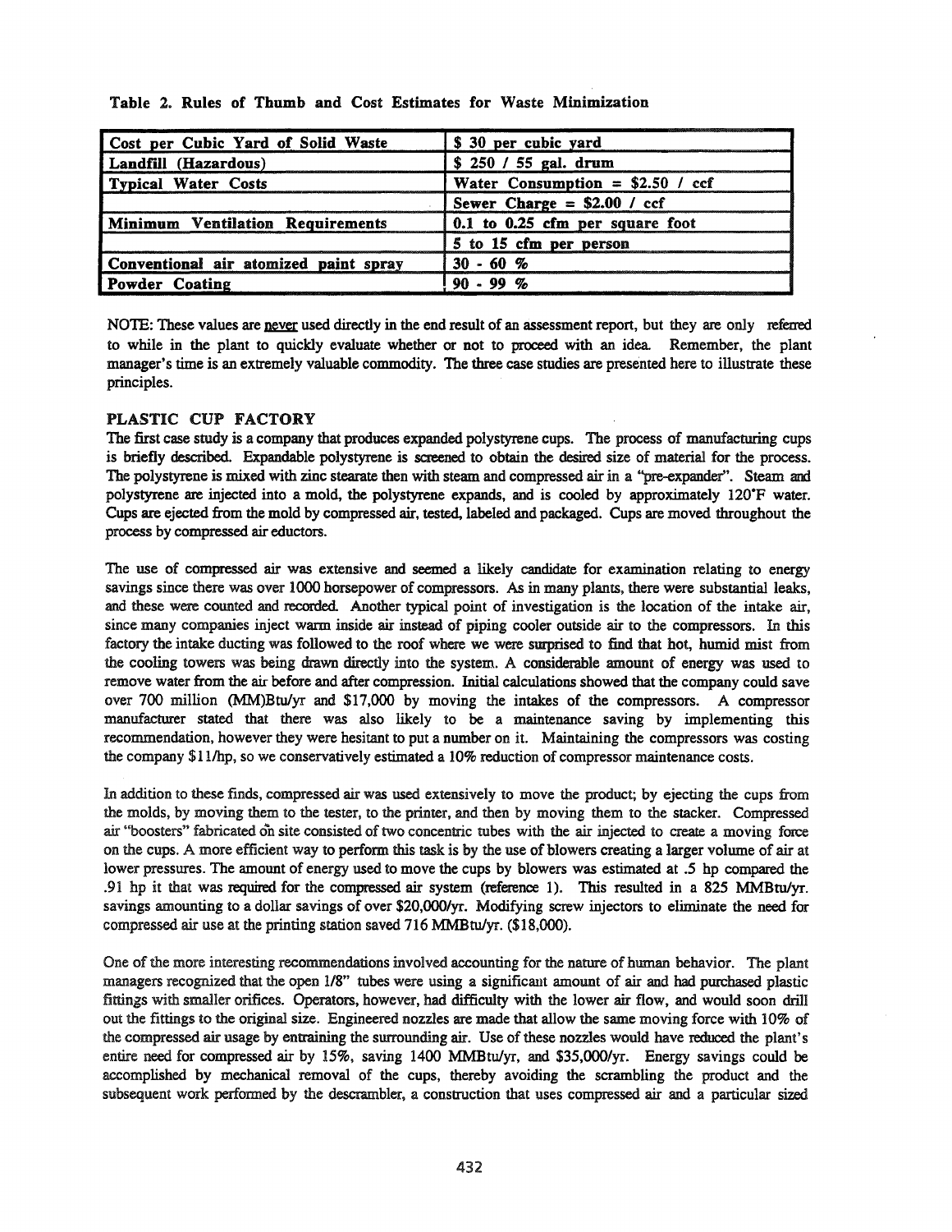Table 2. Rules of Thumb and Cost Estimates for Waste Minimization

| Cost per Cubic Yard of Solid Waste | $ 30 per cubic yard |
|---|---|
| Landfill (Hazardous) | $ 250 / 55 gal. drum |
| Typical Water Costs | Water Consumption = $2.50 / ccf |
| | Sewer Charge = $2.00 / ccf |
| Minimum Ventilation Requirements | 0.1 to 0.25 cfm per square foot |
| | 5 to 15 cfm per person |
| Conventional air atomized paint spray | 30 - 60 % |
| Powder Coating | 90 - 99 % |

NOTE: These values are never used directly in the end result of an assessment report, but they are only referred to while in the plant to quickly evaluate whether or not to proceed with an idea. Remember, the plant manager's time is an extremely valuable commodity. The three case studies are presented here to illustrate these principles.

## PLASTIC CUP FACTORY

The first case study is a company that produces expanded polystyrene cups. The process of manufacturing cups is briefly described. Expandable polystyrene is screened to obtain the desired size of material for the process. The polystyrene is mixed with zinc stearate then with steam and compressed air in a "pre-expander". Steam and polystyrene are injected into a mold, the polystyrene expands, and is cooled by approximately 120°F water. Cups are ejected from the mold by compressed air, tested, labeled and packaged. Cups are moved throughout the process by compressed air eductors.

The use of compressed air was extensive and seemed a likely candidate for examination relating to energy savings since there was over 1000 horsepower of compressors. As in many plants, there were substantial leaks, and these were counted and recorded. Another typical point of investigation is the location of the intake air, since many companies inject warm inside air instead of piping cooler outside air to the compressors. In this factory the intake ducting was followed to the roof where we were surprised to find that hot, humid mist from the cooling towers was being drawn directly into the system. A considerable amount of energy was used to remove water from the air before and after compression. Initial calculations showed that the company could save over 700 million (MM)Btu/yr and $17,000 by moving the intakes of the compressors. A compressor manufacturer stated that there was also likely to be a maintenance saving by implementing this recommendation, however they were hesitant to put a number on it. Maintaining the compressors was costing the company $11/hp, so we conservatively estimated a 10% reduction of compressor maintenance costs.

In addition to these finds, compressed air was used extensively to move the product; by ejecting the cups from the molds, by moving them to the tester, to the printer, and then by moving them to the stacker. Compressed air "boosters" fabricated on site consisted of two concentric tubes with the air injected to create a moving force on the cups. A more efficient way to perform this task is by the use of blowers creating a larger volume of air at lower pressures. The amount of energy used to move the cups by blowers was estimated at .5 hp compared the .91 hp it that was required for the compressed air system (reference 1). This resulted in a 825 MMBtu/yr. savings amounting to a dollar savings of over $20,000/yr. Modifying screw injectors to eliminate the need for compressed air use at the printing station saved 716 MMBtu/yr. ($18,000).

One of the more interesting recommendations involved accounting for the nature of human behavior. The plant managers recognized that the open 1/8" tubes were using a significant amount of air and had purchased plastic fittings with smaller orifices. Operators, however, had difficulty with the lower air flow, and would soon drill out the fittings to the original size. Engineered nozzles are made that allow the same moving force with 10% of the compressed air usage by entraining the surrounding air. Use of these nozzles would have reduced the plant's entire need for compressed air by 15%, saving 1400 MMBtu/yr, and $35,000/yr. Energy savings could be accomplished by mechanical removal of the cups, thereby avoiding the scrambling the product and the subsequent work performed by the descrambler, a construction that uses compressed air and a particular sized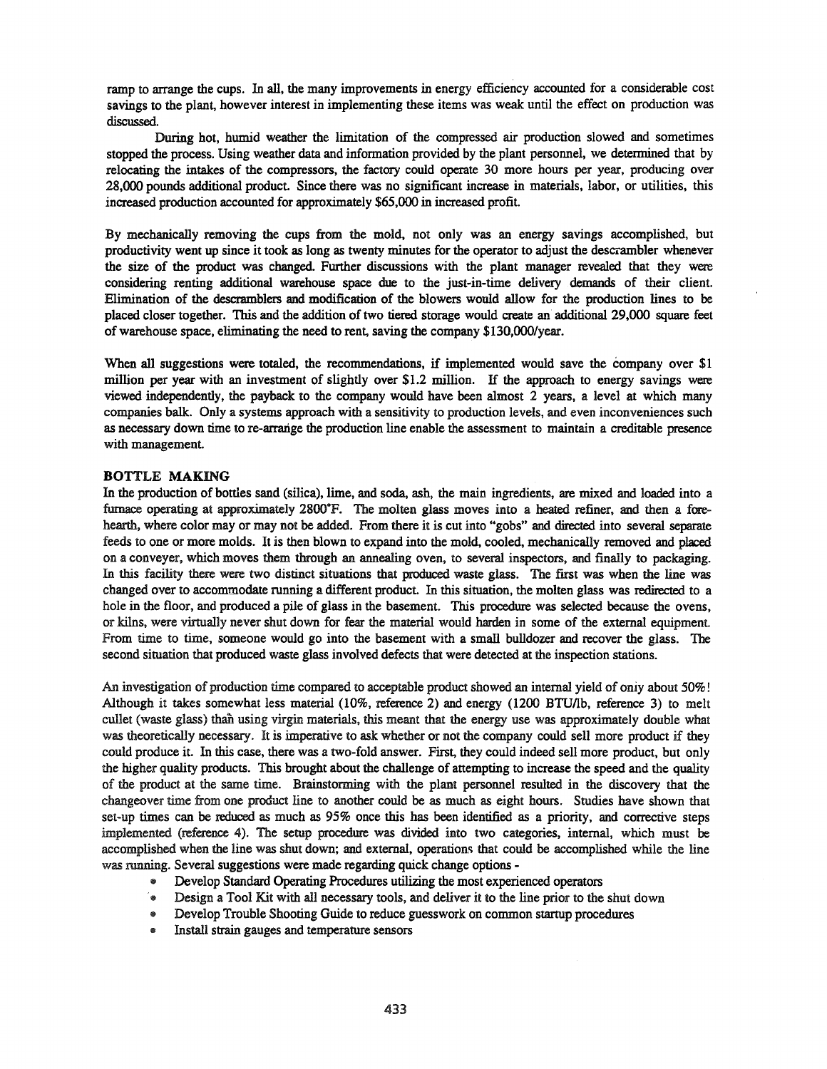ramp to arrange the cups. In all, the many improvements in energy efficiency accounted for a considerable cost savings to the plant, however interest in implementing these items was weak until the effect on production was discussed.

During hot, humid weather the limitation of the compressed air production slowed and sometimes stopped the process. Using weather data and information provided by the plant personnel, we determined that by relocating the intakes of the compressors, the factory could operate 30 more hours per year, producing over 28,000 pounds additional product. Since there was no significant increase in materials, labor, or utilities, this increased production accounted for approximately $65,000 in increased profit.

By mechanically removing the cups from the mold, not only was an energy savings accomplished, but productivity went up since it took as long as twenty minutes for the operator to adjust the descrambler whenever the size of the product was changed. Further discussions with the plant manager revealed that they were considering renting additional warehouse space due to the just-in-time delivery demands of their client. Elimination of the descramblers and modification of the blowers would allow for the production lines to be placed closer together. This and the addition of two tiered storage would create an additional 29,000 square feet of warehouse space, eliminating the need to rent, saving the company $130,000/year.

When all suggestions were totaled, the recommendations, if implemented would save the company over $1 million per year with an investment of slightly over $1.2 million. If the approach to energy savings were viewed independently, the payback to the company would have been almost 2 years, a level at which many companies balk. Only a systems approach with a sensitivity to production levels, and even inconveniences such as necessary down time to re-arrange the production line enable the assessment to maintain a creditable presence with management.

## BOTTLE MAKING

In the production of bottles sand (silica), lime, and soda, ash, the main ingredients, are mixed and loaded into a furnace operating at approximately 2800°F. The molten glass moves into a heated refiner, and then a fore-hearth, where color may or may not be added. From there it is cut into "gobs" and directed into several separate feeds to one or more molds. It is then blown to expand into the mold, cooled, mechanically removed and placed on a conveyer, which moves them through an annealing oven, to several inspectors, and finally to packaging. In this facility there were two distinct situations that produced waste glass. The first was when the line was changed over to accommodate running a different product. In this situation, the molten glass was redirected to a hole in the floor, and produced a pile of glass in the basement. This procedure was selected because the ovens, or kilns, were virtually never shut down for fear the material would harden in some of the external equipment. From time to time, someone would go into the basement with a small bulldozer and recover the glass. The second situation that produced waste glass involved defects that were detected at the inspection stations.

An investigation of production time compared to acceptable product showed an internal yield of only about 50%! Although it takes somewhat less material (10%, reference 2) and energy (1200 BTU/lb, reference 3) to melt cullet (waste glass) than using virgin materials, this meant that the energy use was approximately double what was theoretically necessary. It is imperative to ask whether or not the company could sell more product if they could produce it. In this case, there was a two-fold answer. First, they could indeed sell more product, but only the higher quality products. This brought about the challenge of attempting to increase the speed and the quality of the product at the same time. Brainstorming with the plant personnel resulted in the discovery that the changeover time from one product line to another could be as much as eight hours. Studies have shown that set-up times can be reduced as much as 95% once this has been identified as a priority, and corrective steps implemented (reference 4). The setup procedure was divided into two categories, internal, which must be accomplished when the line was shut down; and external, operations that could be accomplished while the line was running. Several suggestions were made regarding quick change options -

- Develop Standard Operating Procedures utilizing the most experienced operators
- Design a Tool Kit with all necessary tools, and deliver it to the line prior to the shut down
- Develop Trouble Shooting Guide to reduce guesswork on common startup procedures
- Install strain gauges and temperature sensors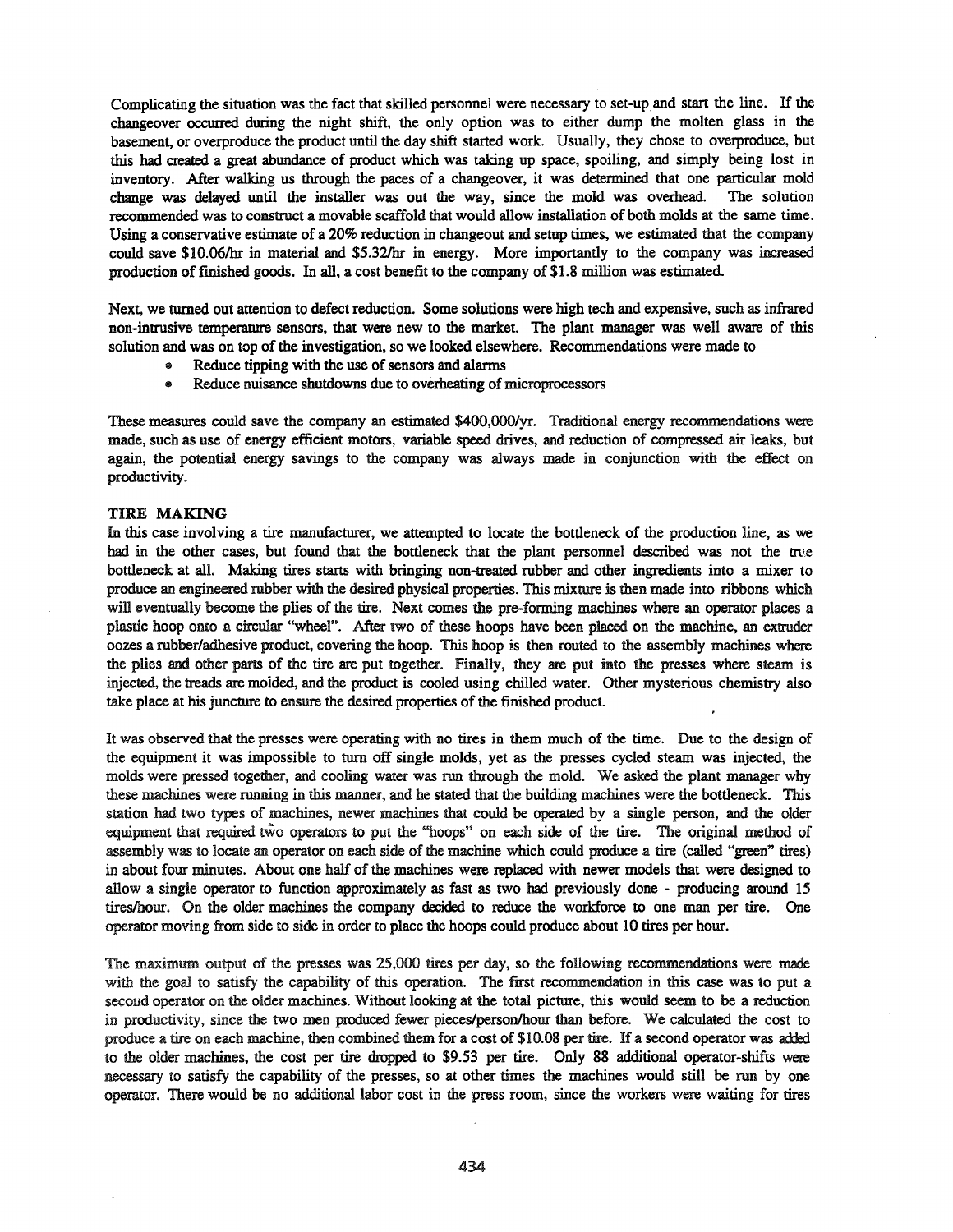Complicating the situation was the fact that skilled personnel were necessary to set-up and start the line. If the changeover occurred during the night shift, the only option was to either dump the molten glass in the basement, or overproduce the product until the day shift started work. Usually, they chose to overproduce, but this had created a great abundance of product which was taking up space, spoiling, and simply being lost in inventory. After walking us through the paces of a changeover, it was determined that one particular mold change was delayed until the installer was out the way, since the mold was overhead. The solution recommended was to construct a movable scaffold that would allow installation of both molds at the same time. Using a conservative estimate of a 20% reduction in changeout and setup times, we estimated that the company could save $10.06/hr in material and $5.32/hr in energy. More importantly to the company was increased production of finished goods. In all, a cost benefit to the company of $1.8 million was estimated.

Next, we turned out attention to defect reduction. Some solutions were high tech and expensive, such as infrared non-intrusive temperature sensors, that were new to the market. The plant manager was well aware of this solution and was on top of the investigation, so we looked elsewhere. Recommendations were made to

- Reduce tipping with the use of sensors and alarms
- Reduce nuisance shutdowns due to overheating of microprocessors

These measures could save the company an estimated $400,000/yr. Traditional energy recommendations were made, such as use of energy efficient motors, variable speed drives, and reduction of compressed air leaks, but again, the potential energy savings to the company was always made in conjunction with the effect on productivity.

## TIRE MAKING

In this case involving a tire manufacturer, we attempted to locate the bottleneck of the production line, as we had in the other cases, but found that the bottleneck that the plant personnel described was not the true bottleneck at all. Making tires starts with bringing non-treated rubber and other ingredients into a mixer to produce an engineered rubber with the desired physical properties. This mixture is then made into ribbons which will eventually become the plies of the tire. Next comes the pre-forming machines where an operator places a plastic hoop onto a circular "wheel". After two of these hoops have been placed on the machine, an extruder oozes a rubber/adhesive product, covering the hoop. This hoop is then routed to the assembly machines where the plies and other parts of the tire are put together. Finally, they are put into the presses where steam is injected, the treads are molded, and the product is cooled using chilled water. Other mysterious chemistry also take place at his juncture to ensure the desired properties of the finished product.

It was observed that the presses were operating with no tires in them much of the time. Due to the design of the equipment it was impossible to turn off single molds, yet as the presses cycled steam was injected, the molds were pressed together, and cooling water was run through the mold. We asked the plant manager why these machines were running in this manner, and he stated that the building machines were the bottleneck. This station had two types of machines, newer machines that could be operated by a single person, and the older equipment that required two operators to put the "hoops" on each side of the tire. The original method of assembly was to locate an operator on each side of the machine which could produce a tire (called "green" tires) in about four minutes. About one half of the machines were replaced with newer models that were designed to allow a single operator to function approximately as fast as two had previously done - producing around 15 tires/hour. On the older machines the company decided to reduce the workforce to one man per tire. One operator moving from side to side in order to place the hoops could produce about 10 tires per hour.

The maximum output of the presses was 25,000 tires per day, so the following recommendations were made with the goal to satisfy the capability of this operation. The first recommendation in this case was to put a second operator on the older machines. Without looking at the total picture, this would seem to be a reduction in productivity, since the two men produced fewer pieces/person/hour than before. We calculated the cost to produce a tire on each machine, then combined them for a cost of $10.08 per tire. If a second operator was added to the older machines, the cost per tire dropped to $9.53 per tire. Only 88 additional operator-shifts were necessary to satisfy the capability of the presses, so at other times the machines would still be run by one operator. There would be no additional labor cost in the press room, since the workers were waiting for tires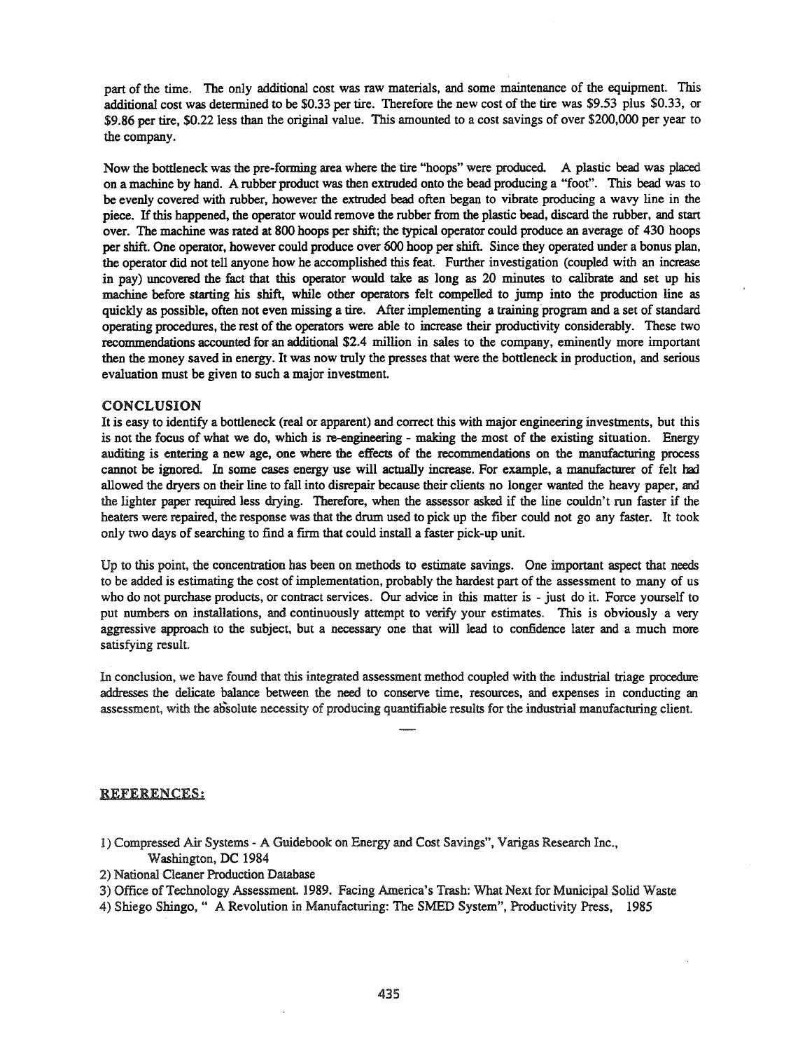part of the time. The only additional cost was raw materials, and some maintenance of the equipment. This additional cost was determined to be $0.33 per tire. Therefore the new cost of the tire was $9.53 plus $0.33, or $9.86 per tire, $0.22 less than the original value. This amounted to a cost savings of over $200,000 per year to the company.

Now the bottleneck was the pre-forming area where the tire "hoops" were produced. A plastic bead was placed on a machine by hand. A rubber product was then extruded onto the bead producing a "foot". This bead was to be evenly covered with rubber, however the extruded bead often began to vibrate producing a wavy line in the piece. If this happened, the operator would remove the rubber from the plastic bead, discard the rubber, and start over. The machine was rated at 800 hoops per shift; the typical operator could produce an average of 430 hoops per shift. One operator, however could produce over 600 hoop per shift. Since they operated under a bonus plan, the operator did not tell anyone how he accomplished this feat. Further investigation (coupled with an increase in pay) uncovered the fact that this operator would take as long as 20 minutes to calibrate and set up his machine before starting his shift, while other operators felt compelled to jump into the production line as quickly as possible, often not even missing a tire. After implementing a training program and a set of standard operating procedures, the rest of the operators were able to increase their productivity considerably. These two recommendations accounted for an additional $2.4 million in sales to the company, eminently more important then the money saved in energy. It was now truly the presses that were the bottleneck in production, and serious evaluation must be given to such a major investment.

## CONCLUSION

It is easy to identify a bottleneck (real or apparent) and correct this with major engineering investments, but this is not the focus of what we do, which is re-engineering - making the most of the existing situation. Energy auditing is entering a new age, one where the effects of the recommendations on the manufacturing process cannot be ignored. In some cases energy use will actually increase. For example, a manufacturer of felt had allowed the dryers on their line to fall into disrepair because their clients no longer wanted the heavy paper, and the lighter paper required less drying. Therefore, when the assessor asked if the line couldn't run faster if the heaters were repaired, the response was that the drum used to pick up the fiber could not go any faster. It took only two days of searching to find a firm that could install a faster pick-up unit.

Up to this point, the concentration has been on methods to estimate savings. One important aspect that needs to be added is estimating the cost of implementation, probably the hardest part of the assessment to many of us who do not purchase products, or contract services. Our advice in this matter is - just do it. Force yourself to put numbers on installations, and continuously attempt to verify your estimates. This is obviously a very aggressive approach to the subject, but a necessary one that will lead to confidence later and a much more satisfying result.

In conclusion, we have found that this integrated assessment method coupled with the industrial triage procedure addresses the delicate balance between the need to conserve time, resources, and expenses in conducting an assessment, with the absolute necessity of producing quantifiable results for the industrial manufacturing client.

## REFERENCES:

1) Compressed Air Systems - A Guidebook on Energy and Cost Savings", Varigas Research Inc., Washington, DC 1984
2) National Cleaner Production Database
3) Office of Technology Assessment. 1989. Facing America's Trash: What Next for Municipal Solid Waste
4) Shiego Shingo, " A Revolution in Manufacturing: The SMED System", Productivity Press, 1985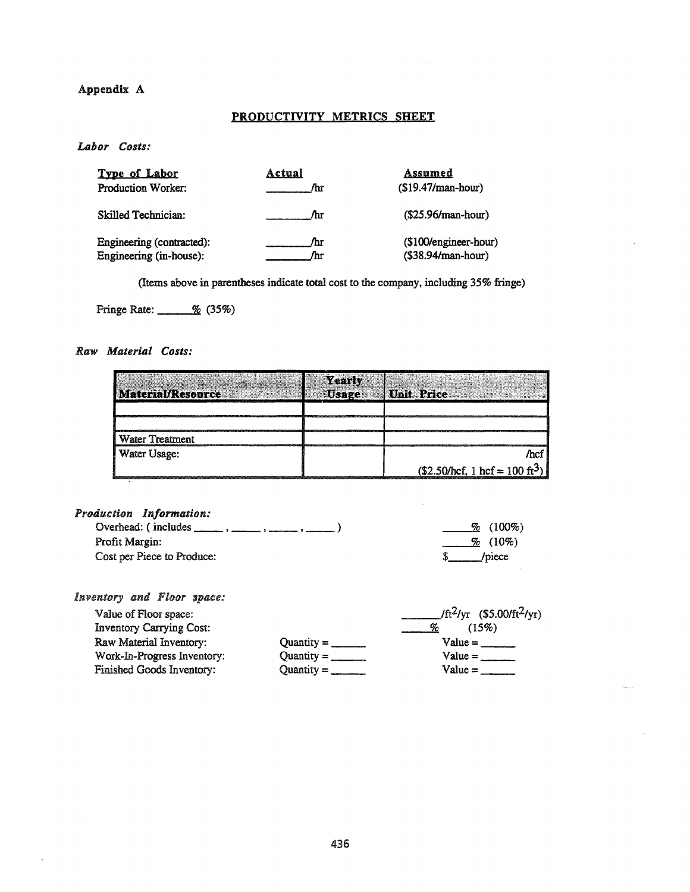**Appendix A**

## PRODUCTIVITY METRICS SHEET

*Labor Costs:*

| Type of Labor | Actual | Assumed |
|---|---|---|
| Production Worker: | ______/hr | ($19.47/man-hour) |
| Skilled Technician: | ______/hr | ($25.96/man-hour) |
| Engineering (contracted): | ______/hr | ($100/engineer-hour) |
| Engineering (in-house): | ______/hr | ($38.94/man-hour) |

(Items above in parentheses indicate total cost to the company, including 35% fringe)

Fringe Rate: _____% (35%)

*Raw Material Costs:*

| Material/Resource | Yearly Usage | Unit Price |
|---|---|---|
| | | |
| | | |
| Water Treatment | | |
| Water Usage: | | /hcf ($2.50/hcf, 1 hcf = 100 $ft^3$) |

*Production Information:*

Overhead: ( includes _____ , _____ , _____ , _____ ) _____% (100%)
Profit Margin: _____% (10%)
Cost per Piece to Produce: $_____/piece

*Inventory and Floor space:*

Value of Floor space: _____/$ft^2$/yr ($5.00/$ft^2$/yr)
Inventory Carrying Cost: ____% (15%)
Raw Material Inventory: Quantity = _____ Value = _____
Work-In-Progress Inventory: Quantity = _____ Value = _____
Finished Goods Inventory: Quantity = _____ Value = _____